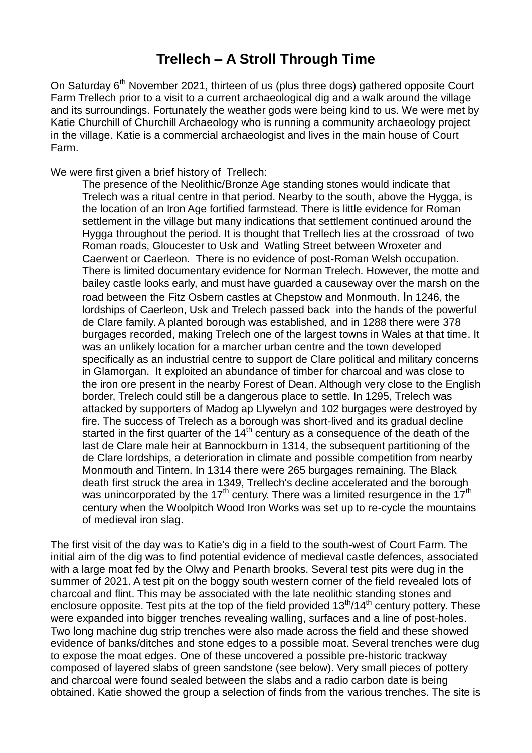# Trellech – A Stroll Through Time

On Saturday 6th November 2021, thirteen of us (plus three dogs) gathered opposite Court Farm Trellech prior to a visit to a current archaeological dig and a walk around the village and its surroundings. Fortunately the weather gods were being kind to us. We were met by Katie Churchill of Churchill Archaeology who is running a community archaeology project in the village. Katie is a commercial archaeologist and lives in the main house of Court Farm.

We were first given a brief history of Trellech:

> The presence of the Neolithic/Bronze Age standing stones would indicate that Trelech was a ritual centre in that period. Nearby to the south, above the Hygga, is the location of an Iron Age fortified farmstead. There is little evidence for Roman settlement in the village but many indications that settlement continued around the Hygga throughout the period. It is thought that Trellech lies at the crossroad of two Roman roads, Gloucester to Usk and Watling Street between Wroxeter and Caerwent or Caerleon. There is no evidence of post-Roman Welsh occupation. There is limited documentary evidence for Norman Trelech. However, the motte and bailey castle looks early, and must have guarded a causeway over the marsh on the road between the Fitz Osbern castles at Chepstow and Monmouth. In 1246, the lordships of Caerleon, Usk and Trelech passed back into the hands of the powerful de Clare family. A planted borough was established, and in 1288 there were 378 burgages recorded, making Trelech one of the largest towns in Wales at that time. It was an unlikely location for a marcher urban centre and the town developed specifically as an industrial centre to support de Clare political and military concerns in Glamorgan. It exploited an abundance of timber for charcoal and was close to the iron ore present in the nearby Forest of Dean. Although very close to the English border, Trelech could still be a dangerous place to settle. In 1295, Trelech was attacked by supporters of Madog ap Llywelyn and 102 burgages were destroyed by fire. The success of Trelech as a borough was short-lived and its gradual decline started in the first quarter of the 14th century as a consequence of the death of the last de Clare male heir at Bannockburn in 1314, the subsequent partitioning of the de Clare lordships, a deterioration in climate and possible competition from nearby Monmouth and Tintern. In 1314 there were 265 burgages remaining. The Black death first struck the area in 1349, Trellech's decline accelerated and the borough was unincorporated by the 17th century. There was a limited resurgence in the 17th century when the Woolpitch Wood Iron Works was set up to re-cycle the mountains of medieval iron slag.

The first visit of the day was to Katie's dig in a field to the south-west of Court Farm. The initial aim of the dig was to find potential evidence of medieval castle defences, associated with a large moat fed by the Olwy and Penarth brooks. Several test pits were dug in the summer of 2021. A test pit on the boggy south western corner of the field revealed lots of charcoal and flint. This may be associated with the late neolithic standing stones and enclosure opposite. Test pits at the top of the field provided 13th/14th century pottery. These were expanded into bigger trenches revealing walling, surfaces and a line of post-holes. Two long machine dug strip trenches were also made across the field and these showed evidence of banks/ditches and stone edges to a possible moat. Several trenches were dug to expose the moat edges. One of these uncovered a possible pre-historic trackway composed of layered slabs of green sandstone (see below). Very small pieces of pottery and charcoal were found sealed between the slabs and a radio carbon date is being obtained. Katie showed the group a selection of finds from the various trenches. The site is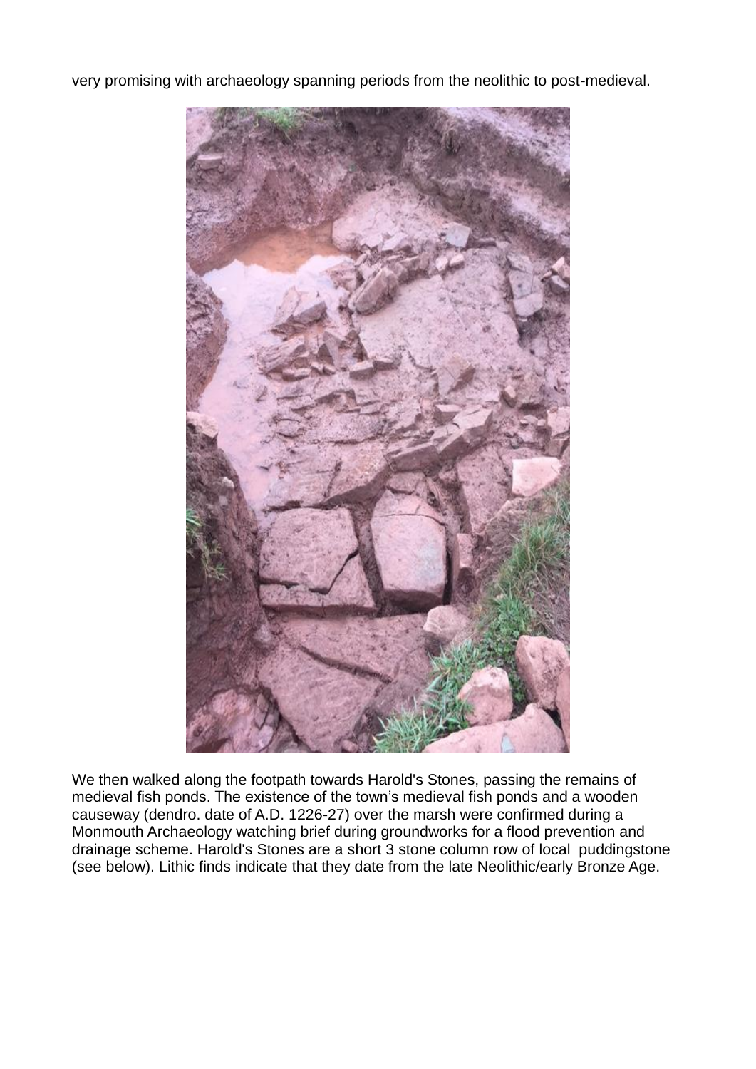very promising with archaeology spanning periods from the neolithic to post-medieval.

We then walked along the footpath towards Harold's Stones, passing the remains of medieval fish ponds. The existence of the town's medieval fish ponds and a wooden causeway (dendro. date of A.D. 1226-27) over the marsh were confirmed during a Monmouth Archaeology watching brief during groundworks for a flood prevention and drainage scheme. Harold's Stones are a short 3 stone column row of local puddingstone (see below). Lithic finds indicate that they date from the late Neolithic/early Bronze Age.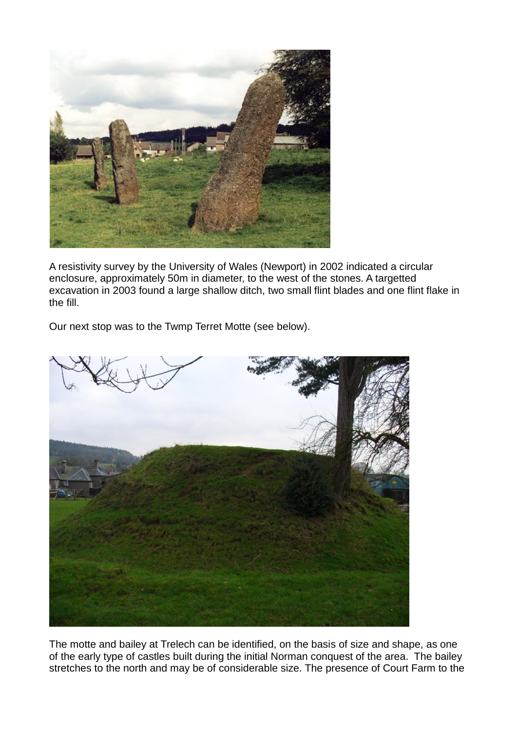A resistivity survey by the University of Wales (Newport) in 2002 indicated a circular enclosure, approximately 50m in diameter, to the west of the stones. A targetted excavation in 2003 found a large shallow ditch, two small flint blades and one flint flake in the fill.

Our next stop was to the Twmp Terret Motte (see below).

The motte and bailey at Trelech can be identified, on the basis of size and shape, as one of the early type of castles built during the initial Norman conquest of the area. The bailey stretches to the north and may be of considerable size. The presence of Court Farm to the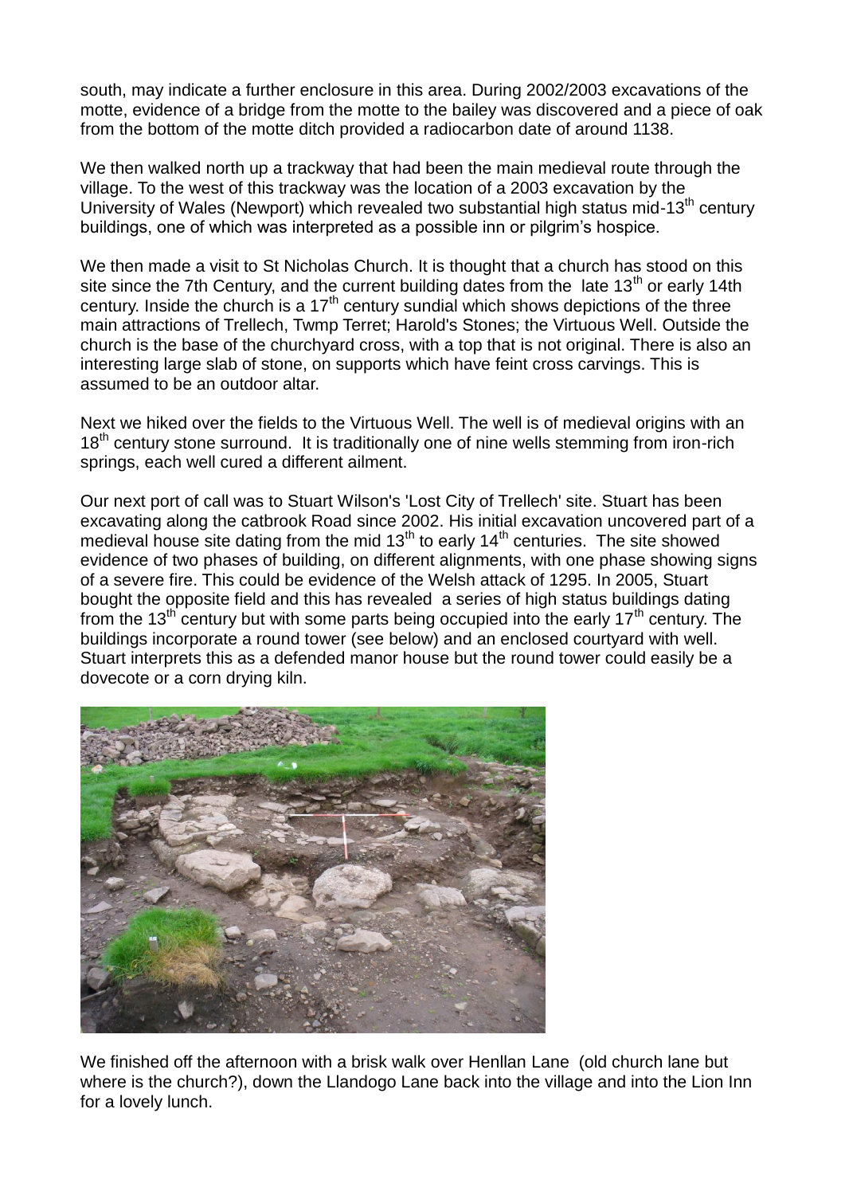south, may indicate a further enclosure in this area. During 2002/2003 excavations of the motte, evidence of a bridge from the motte to the bailey was discovered and a piece of oak from the bottom of the motte ditch provided a radiocarbon date of around 1138.

We then walked north up a trackway that had been the main medieval route through the village. To the west of this trackway was the location of a 2003 excavation by the University of Wales (Newport) which revealed two substantial high status mid-13th century buildings, one of which was interpreted as a possible inn or pilgrim's hospice.

We then made a visit to St Nicholas Church. It is thought that a church has stood on this site since the 7th Century, and the current building dates from the late 13th or early 14th century. Inside the church is a 17th century sundial which shows depictions of the three main attractions of Trellech, Twmp Terret; Harold's Stones; the Virtuous Well. Outside the church is the base of the churchyard cross, with a top that is not original. There is also an interesting large slab of stone, on supports which have feint cross carvings. This is assumed to be an outdoor altar.

Next we hiked over the fields to the Virtuous Well. The well is of medieval origins with an 18th century stone surround. It is traditionally one of nine wells stemming from iron-rich springs, each well cured a different ailment.

Our next port of call was to Stuart Wilson's 'Lost City of Trellech' site. Stuart has been excavating along the catbrook Road since 2002. His initial excavation uncovered part of a medieval house site dating from the mid 13th to early 14th centuries. The site showed evidence of two phases of building, on different alignments, with one phase showing signs of a severe fire. This could be evidence of the Welsh attack of 1295. In 2005, Stuart bought the opposite field and this has revealed a series of high status buildings dating from the 13th century but with some parts being occupied into the early 17th century. The buildings incorporate a round tower (see below) and an enclosed courtyard with well. Stuart interprets this as a defended manor house but the round tower could easily be a dovecote or a corn drying kiln.

We finished off the afternoon with a brisk walk over Henllan Lane (old church lane but where is the church?), down the Llandogo Lane back into the village and into the Lion Inn for a lovely lunch.